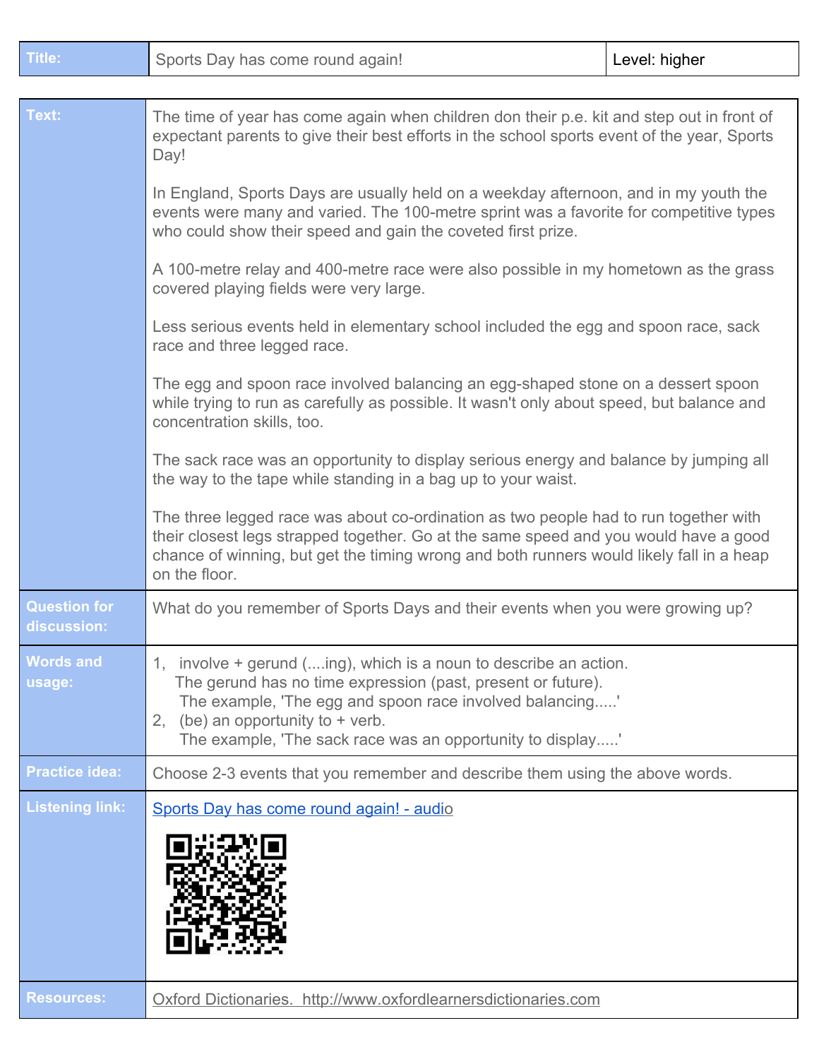| Title: | Sports Day has come round again! | Level: higher |
| --- | --- | --- |

| | |
| --- | --- |
| **Text:** | The time of year has come again when children don their p.e. kit and step out in front of expectant parents to give their best efforts in the school sports event of the year, Sports Day!<br><br>In England, Sports Days are usually held on a weekday afternoon, and in my youth the events were many and varied. The 100-metre sprint was a favorite for competitive types who could show their speed and gain the coveted first prize.<br><br>A 100-metre relay and 400-metre race were also possible in my hometown as the grass covered playing fields were very large.<br><br>Less serious events held in elementary school included the egg and spoon race, sack race and three legged race.<br><br>The egg and spoon race involved balancing an egg-shaped stone on a dessert spoon while trying to run as carefully as possible. It wasn't only about speed, but balance and concentration skills, too.<br><br>The sack race was an opportunity to display serious energy and balance by jumping all the way to the tape while standing in a bag up to your waist.<br><br>The three legged race was about co-ordination as two people had to run together with their closest legs strapped together. Go at the same speed and you would have a good chance of winning, but get the timing wrong and both runners would likely fall in a heap on the floor. |
| **Question for discussion:** | What do you remember of Sports Days and their events when you were growing up? |
| **Words and usage:** | 1, involve + gerund (....ing), which is a noun to describe an action.<br>The gerund has no time expression (past, present or future).<br>The example, 'The egg and spoon race involved balancing.....'<br>2, (be) an opportunity to + verb.<br>The example, 'The sack race was an opportunity to display.....' |
| **Practice idea:** | Choose 2-3 events that you remember and describe them using the above words. |
| **Listening link:** | Sports Day has come round again! - audio |
| **Resources:** | Oxford Dictionaries. http://www.oxfordlearnersdictionaries.com |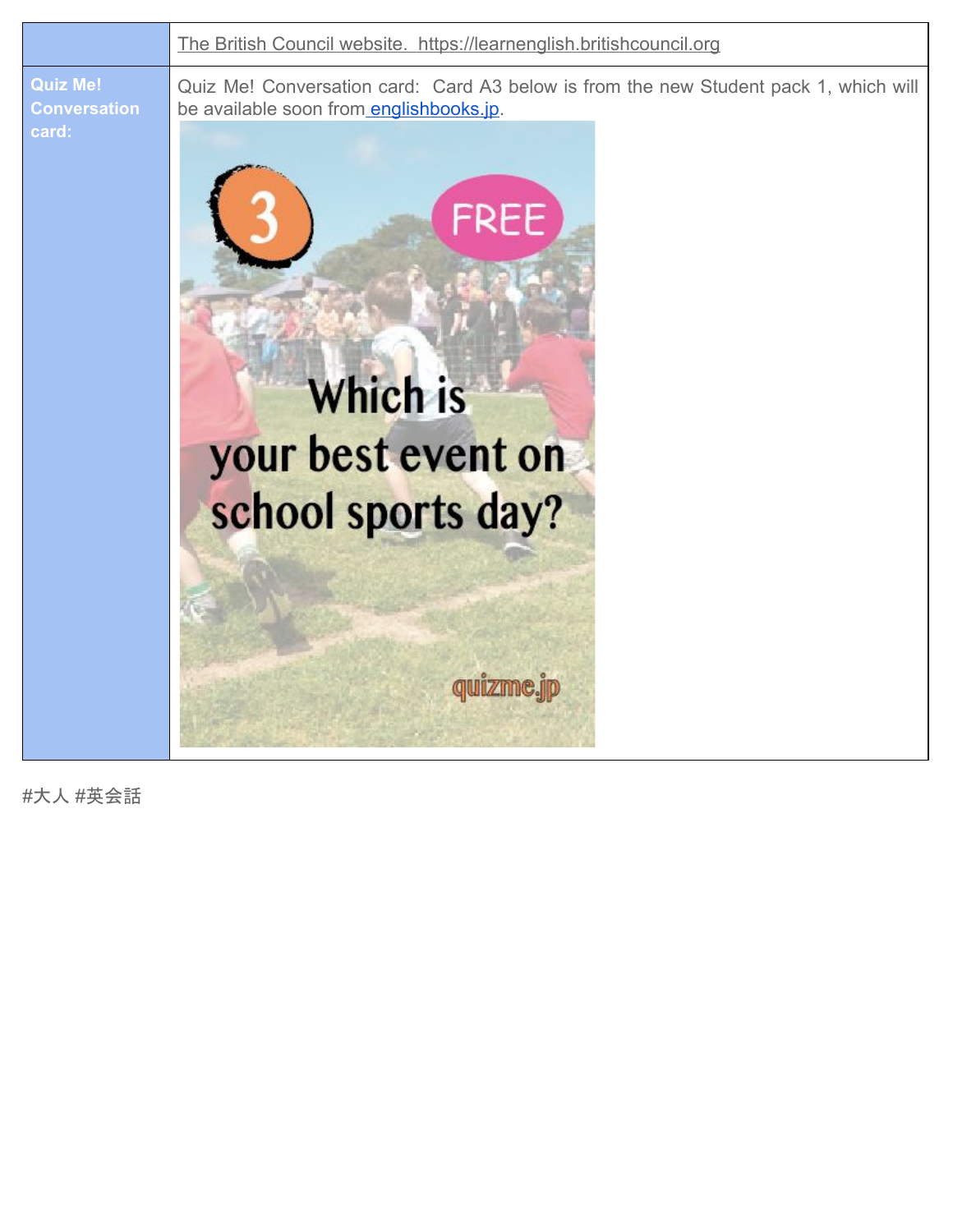| | |
|---|---|
| | The British Council website.  https://learnenglish.britishcouncil.org |
| **Quiz Me! Conversation card:** | Quiz Me! Conversation card:  Card A3 below is from the new Student pack 1, which will be available soon from englishbooks.jp. |

#大人 #英会話